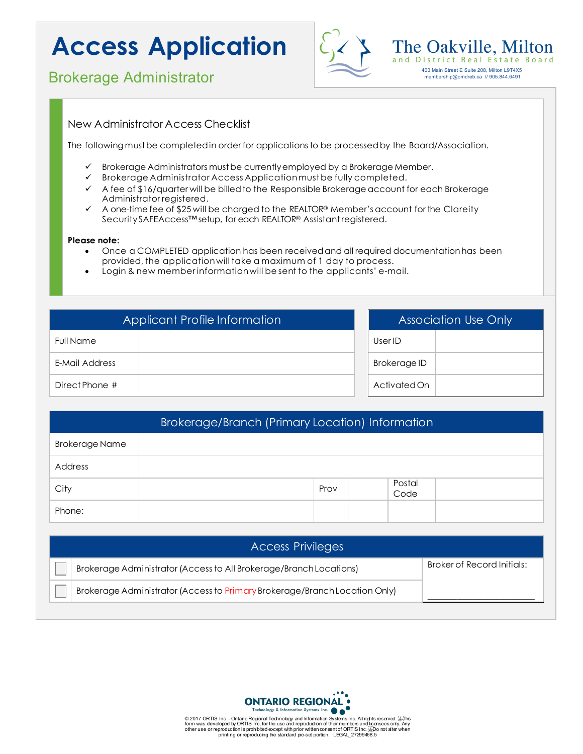# Access Application

## Brokerage Administrator

**The Oakville, Milton and District Real Estate Board**
400 Main Street E Suite 208, Milton L9T4X5
membership@omdreb.ca // 905.844.6491

### New Administrator Access Checklist

The following must be completed in order for applications to be processed by the Board/Association.

- ✓ Brokerage Administrators must be currently employed by a Brokerage Member.
- ✓ Brokerage Administrator Access Application must be fully completed.
- ✓ A fee of $16/quarter will be billed to the Responsible Brokerage account for each Brokerage Administrator registered.
- ✓ A one-time fee of $25 will be charged to the REALTOR® Member's account for the Clareity Security SAFEAccess™ setup, for each REALTOR® Assistant registered.

**Please note:**

- Once a COMPLETED application has been received and all required documentation has been provided, the application will take a maximum of 1 day to process.
- Login & new member information will be sent to the applicants' e-mail.

| Applicant Profile Information | |
|---|---|
| Full Name | |
| E-Mail Address | |
| Direct Phone # | |

| Association Use Only | |
|---|---|
| User ID | |
| Brokerage ID | |
| Activated On | |

| Brokerage/Branch (Primary Location) Information | | | | | |
|---|---|---|---|---|---|
| Brokerage Name | | | | | |
| Address | | | | | |
| City | | Prov | | Postal Code | |
| Phone: | | | | | |

| Access Privileges | | |
|---|---|---|
| ☐ | Brokerage Administrator (Access to All Brokerage/Branch Locations) | Broker of Record Initials: |
| ☐ | Brokerage Administrator (Access to Primary Brokerage/Branch Location Only) | ________________ |

ONTARIO REGIONAL Technology & Information Systems Inc.

© 2017 ORTIS Inc. - Ontario Regional Technology and Information Systems Inc. All rights reserved. This form was developed by ORTIS Inc. for the use and reproduction of their members and licensees only. Any other use or reproduction is prohibited except with prior written consent of ORTIS Inc. Do not alter when printing or reproducing the standard pre-set portion. LEGAL_27299468.5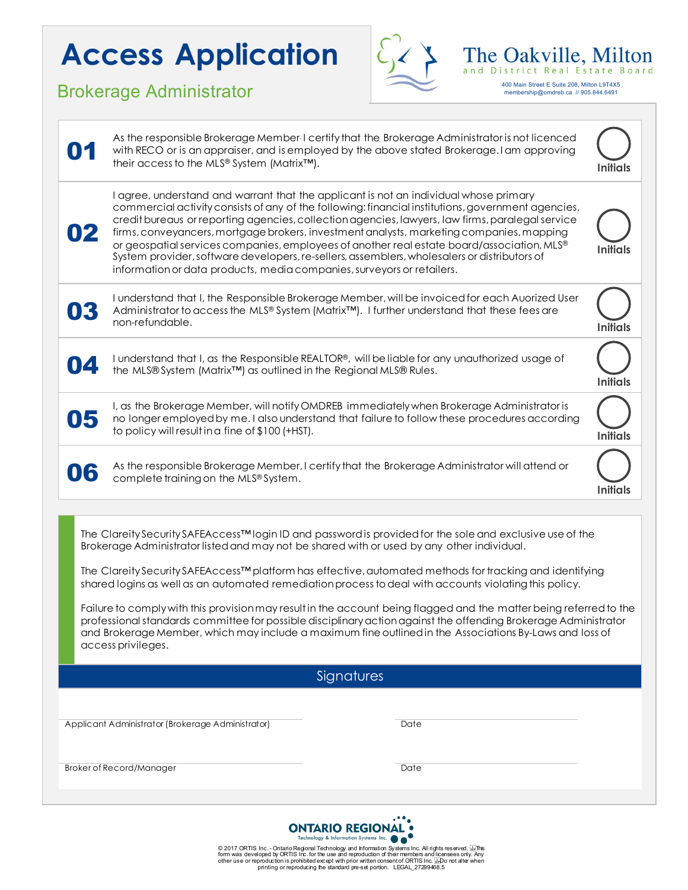# Access Application

## Brokerage Administrator

The Oakville, Milton and District Real Estate Board

400 Main Street E Suite 208, Milton L9T4X5
membership@omdreb.ca // 905.844.6491

| | | |
|---|---|---|
| **01** | As the responsible Brokerage Member, I certify that the Brokerage Administrator is not licenced with RECO or is an appraiser, and is employed by the above stated Brokerage. I am approving their access to the MLS® System (Matrix™). | Initials |
| **02** | I agree, understand and warrant that the applicant is not an individual whose primary commercial activity consists of any of the following: financial institutions, government agencies, credit bureaus or reporting agencies, collection agencies, lawyers, law firms, paralegal service firms, conveyancers, mortgage brokers, investment analysts, marketing companies, mapping or geospatial services companies, employees of another real estate board/association, MLS® System provider, software developers, re-sellers, assemblers, wholesalers or distributors of information or data products, media companies, surveyors or retailers. | Initials |
| **03** | I understand that I, the Responsible Brokerage Member, will be invoiced for each Auorized User Administrator to access the MLS® System (Matrix™). I further understand that these fees are non-refundable. | Initials |
| **04** | I understand that I, as the Responsible REALTOR®, will be liable for any unauthorized usage of the MLS® System (Matrix™) as outlined in the Regional MLS® Rules. | Initials |
| **05** | I, as the Brokerage Member, will notify OMDREB immediately when Brokerage Administrator is no longer employed by me. I also understand that failure to follow these procedures according to policy will result in a fine of $100 (+HST). | Initials |
| **06** | As the responsible Brokerage Member, I certify that the Brokerage Administrator will attend or complete training on the MLS® System. | Initials |

The Clareity Security SAFEAccess™ login ID and password is provided for the sole and exclusive use of the Brokerage Administrator listed and may not be shared with or used by any other individual.

The Clareity Security SAFEAccess™ platform has effective, automated methods for tracking and identifying shared logins as well as an automated remediation process to deal with accounts violating this policy.

Failure to comply with this provision may result in the account being flagged and the matter being referred to the professional standards committee for possible disciplinary action against the offending Brokerage Administrator and Brokerage Member, which may include a maximum fine outlined in the Associations By-Laws and loss of access privileges.

## Signatures

Applicant Administrator (Brokerage Administrator) ______________________ Date ______________

Broker of Record/Manager ______________________ Date ______________

ONTARIO REGIONAL Technology & Information Systems Inc.

© 2017 ORTIS Inc. - Ontario Regional Technology and Information Systems Inc. All rights reserved. This form was developed by ORTIS Inc. for the use and reproduction of their members and licensees only. Any other use or reproduction is prohibited except with prior written consent of ORTIS Inc. Do not alter when printing or reproducing the standard pre-set portion. LEGAL_27299468.5